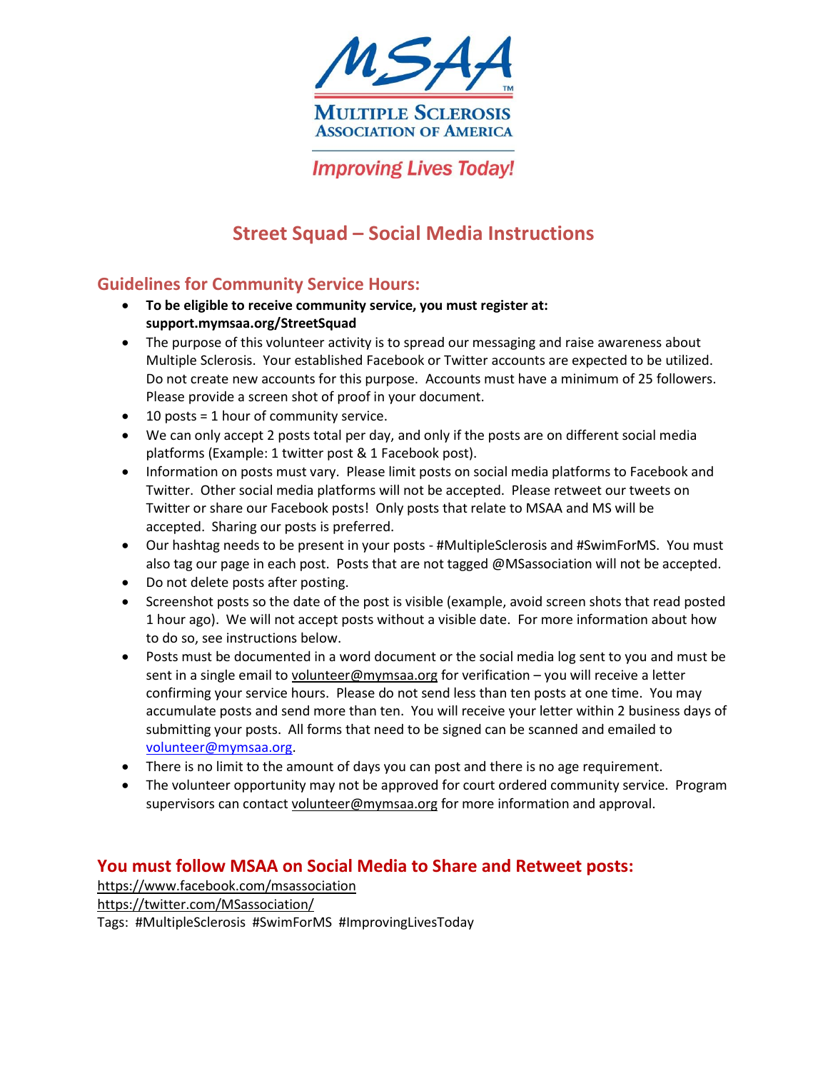MSAA

MULTIPLE SCLEROSIS ASSOCIATION OF AMERICA

*Improving Lives Today!*

# Street Squad – Social Media Instructions

## Guidelines for Community Service Hours:

- **To be eligible to receive community service, you must register at: support.mymsaa.org/StreetSquad**
- The purpose of this volunteer activity is to spread our messaging and raise awareness about Multiple Sclerosis. Your established Facebook or Twitter accounts are expected to be utilized. Do not create new accounts for this purpose. Accounts must have a minimum of 25 followers. Please provide a screen shot of proof in your document.
- 10 posts = 1 hour of community service.
- We can only accept 2 posts total per day, and only if the posts are on different social media platforms (Example: 1 twitter post & 1 Facebook post).
- Information on posts must vary. Please limit posts on social media platforms to Facebook and Twitter. Other social media platforms will not be accepted. Please retweet our tweets on Twitter or share our Facebook posts! Only posts that relate to MSAA and MS will be accepted. Sharing our posts is preferred.
- Our hashtag needs to be present in your posts - #MultipleSclerosis and #SwimForMS. You must also tag our page in each post. Posts that are not tagged @MSassociation will not be accepted.
- Do not delete posts after posting.
- Screenshot posts so the date of the post is visible (example, avoid screen shots that read posted 1 hour ago). We will not accept posts without a visible date. For more information about how to do so, see instructions below.
- Posts must be documented in a word document or the social media log sent to you and must be sent in a single email to volunteer@mymsaa.org for verification – you will receive a letter confirming your service hours. Please do not send less than ten posts at one time. You may accumulate posts and send more than ten. You will receive your letter within 2 business days of submitting your posts. All forms that need to be signed can be scanned and emailed to volunteer@mymsaa.org.
- There is no limit to the amount of days you can post and there is no age requirement.
- The volunteer opportunity may not be approved for court ordered community service. Program supervisors can contact volunteer@mymsaa.org for more information and approval.

## You must follow MSAA on Social Media to Share and Retweet posts:

https://www.facebook.com/msassociation
https://twitter.com/MSassociation/
Tags: #MultipleSclerosis #SwimForMS #ImprovingLivesToday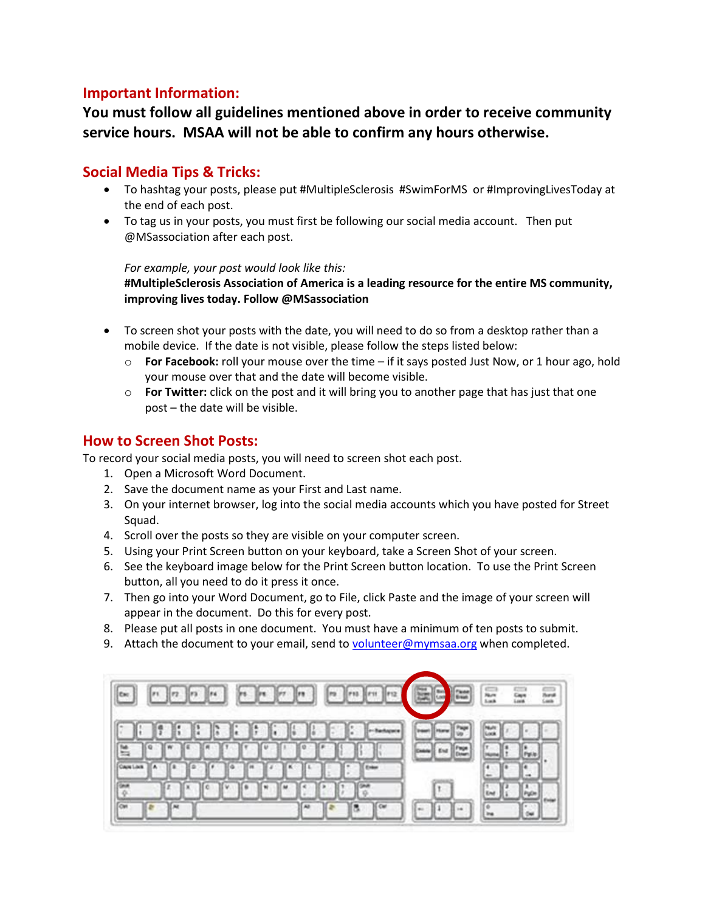## Important Information:

**You must follow all guidelines mentioned above in order to receive community service hours. MSAA will not be able to confirm any hours otherwise.**

## Social Media Tips & Tricks:

- To hashtag your posts, please put #MultipleSclerosis #SwimForMS or #ImprovingLivesToday at the end of each post.
- To tag us in your posts, you must first be following our social media account. Then put @MSassociation after each post.

  *For example, your post would look like this:*
  **#MultipleSclerosis Association of America is a leading resource for the entire MS community, improving lives today. Follow @MSassociation**

- To screen shot your posts with the date, you will need to do so from a desktop rather than a mobile device. If the date is not visible, please follow the steps listed below:
  - **For Facebook:** roll your mouse over the time – if it says posted Just Now, or 1 hour ago, hold your mouse over that and the date will become visible.
  - **For Twitter:** click on the post and it will bring you to another page that has just that one post – the date will be visible.

## How to Screen Shot Posts:

To record your social media posts, you will need to screen shot each post.

1. Open a Microsoft Word Document.
2. Save the document name as your First and Last name.
3. On your internet browser, log into the social media accounts which you have posted for Street Squad.
4. Scroll over the posts so they are visible on your computer screen.
5. Using your Print Screen button on your keyboard, take a Screen Shot of your screen.
6. See the keyboard image below for the Print Screen button location. To use the Print Screen button, all you need to do it press it once.
7. Then go into your Word Document, go to File, click Paste and the image of your screen will appear in the document. Do this for every post.
8. Please put all posts in one document. You must have a minimum of ten posts to submit.
9. Attach the document to your email, send to volunteer@mymsaa.org when completed.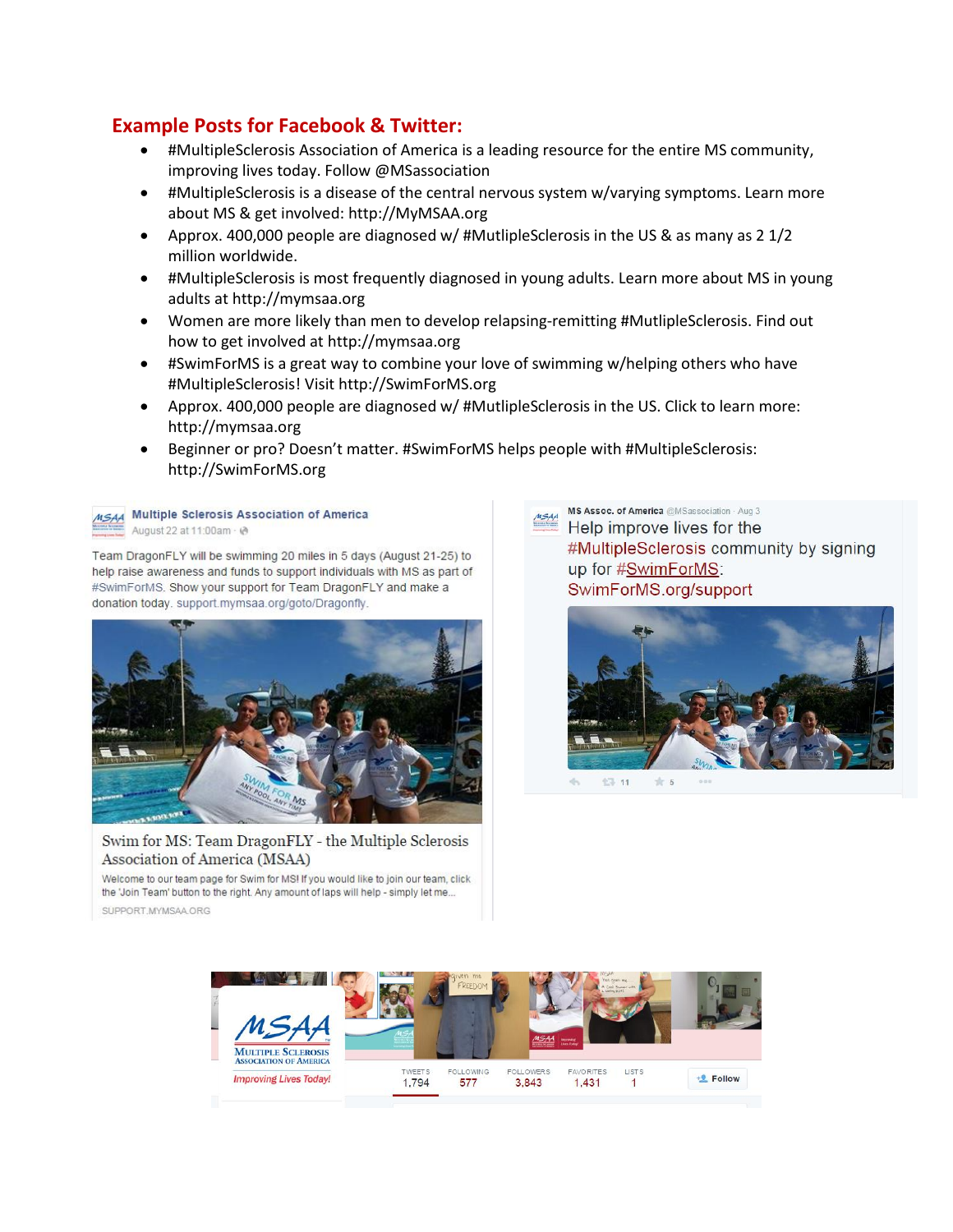## Example Posts for Facebook & Twitter:

- #MultipleSclerosis Association of America is a leading resource for the entire MS community, improving lives today. Follow @MSassociation
- #MultipleSclerosis is a disease of the central nervous system w/varying symptoms. Learn more about MS & get involved: http://MyMSAA.org
- Approx. 400,000 people are diagnosed w/ #MutlipleSclerosis in the US & as many as 2 1/2 million worldwide.
- #MultipleSclerosis is most frequently diagnosed in young adults. Learn more about MS in young adults at http://mymsaa.org
- Women are more likely than men to develop relapsing-remitting #MutlipleSclerosis. Find out how to get involved at http://mymsaa.org
- #SwimForMS is a great way to combine your love of swimming w/helping others who have #MultipleSclerosis! Visit http://SwimForMS.org
- Approx. 400,000 people are diagnosed w/ #MutlipleSclerosis in the US. Click to learn more: http://mymsaa.org
- Beginner or pro? Doesn't matter. #SwimForMS helps people with #MultipleSclerosis: http://SwimForMS.org

**Multiple Sclerosis Association of America**
August 22 at 11:00am

Team DragonFLY will be swimming 20 miles in 5 days (August 21-25) to help raise awareness and funds to support individuals with MS as part of #SwimForMS. Show your support for Team DragonFLY and make a donation today. support.mymsaa.org/goto/Dragonfly.

Swim for MS: Team DragonFLY - the Multiple Sclerosis Association of America (MSAA)

Welcome to our team page for Swim for MS! If you would like to join our team, click the 'Join Team' button to the right. Any amount of laps will help - simply let me...

SUPPORT.MYMSAA.ORG

**MS Assoc. of America** @MSassociation · Aug 3

Help improve lives for the #MultipleSclerosis community by signing up for #SwimForMS: SwimForMS.org/support

11 5

MSAA Multiple Sclerosis Association of America *Improving Lives Today!*

| TWEETS | FOLLOWING | FOLLOWERS | FAVORITES | LISTS |
|---|---|---|---|---|
| 1,794 | 577 | 3,843 | 1,431 | 1 |

Follow